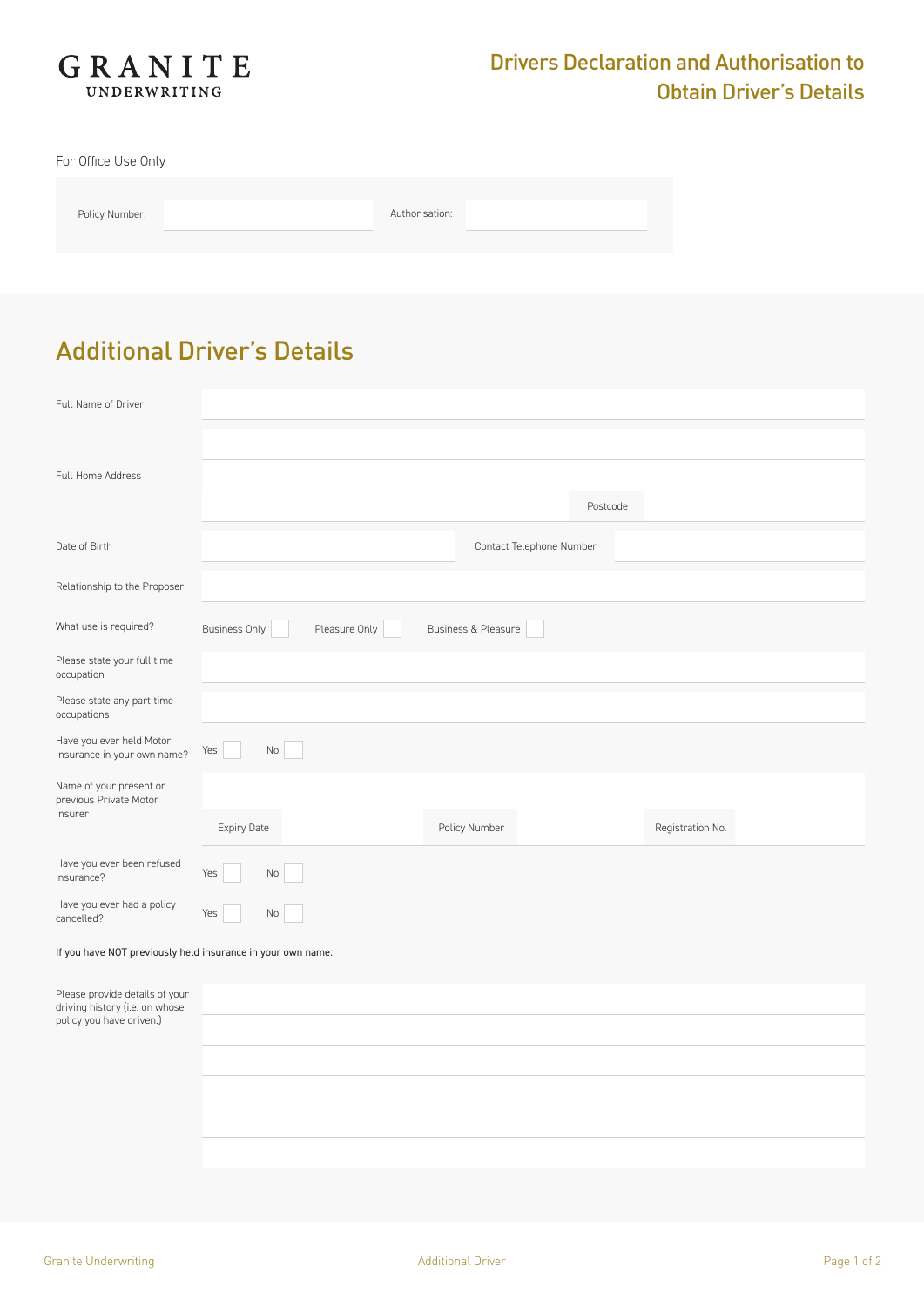GRANITE
UNDERWRITING

# Drivers Declaration and Authorisation to Obtain Driver's Details

For Office Use Only

| Policy Number: | | Authorisation: | |
|---|---|---|---|

## Additional Driver's Details

| | |
|---|---|
| Full Name of Driver | |
| Full Home Address | |
| | |
| | Postcode |
| Date of Birth | Contact Telephone Number |
| Relationship to the Proposer | |
| What use is required? | Business Only ☐ Pleasure Only ☐ Business & Pleasure ☐ |
| Please state your full time occupation | |
| Please state any part-time occupations | |
| Have you ever held Motor Insurance in your own name? | Yes ☐ No ☐ |
| Name of your present or previous Private Motor Insurer | |
| | Expiry Date / Policy Number / Registration No. |
| Have you ever been refused insurance? | Yes ☐ No ☐ |
| Have you ever had a policy cancelled? | Yes ☐ No ☐ |

If you have NOT previously held insurance in your own name:

| | |
|---|---|
| Please provide details of your driving history (i.e. on whose policy you have driven.) | |
| | |
| | |
| | |
| | |
| | |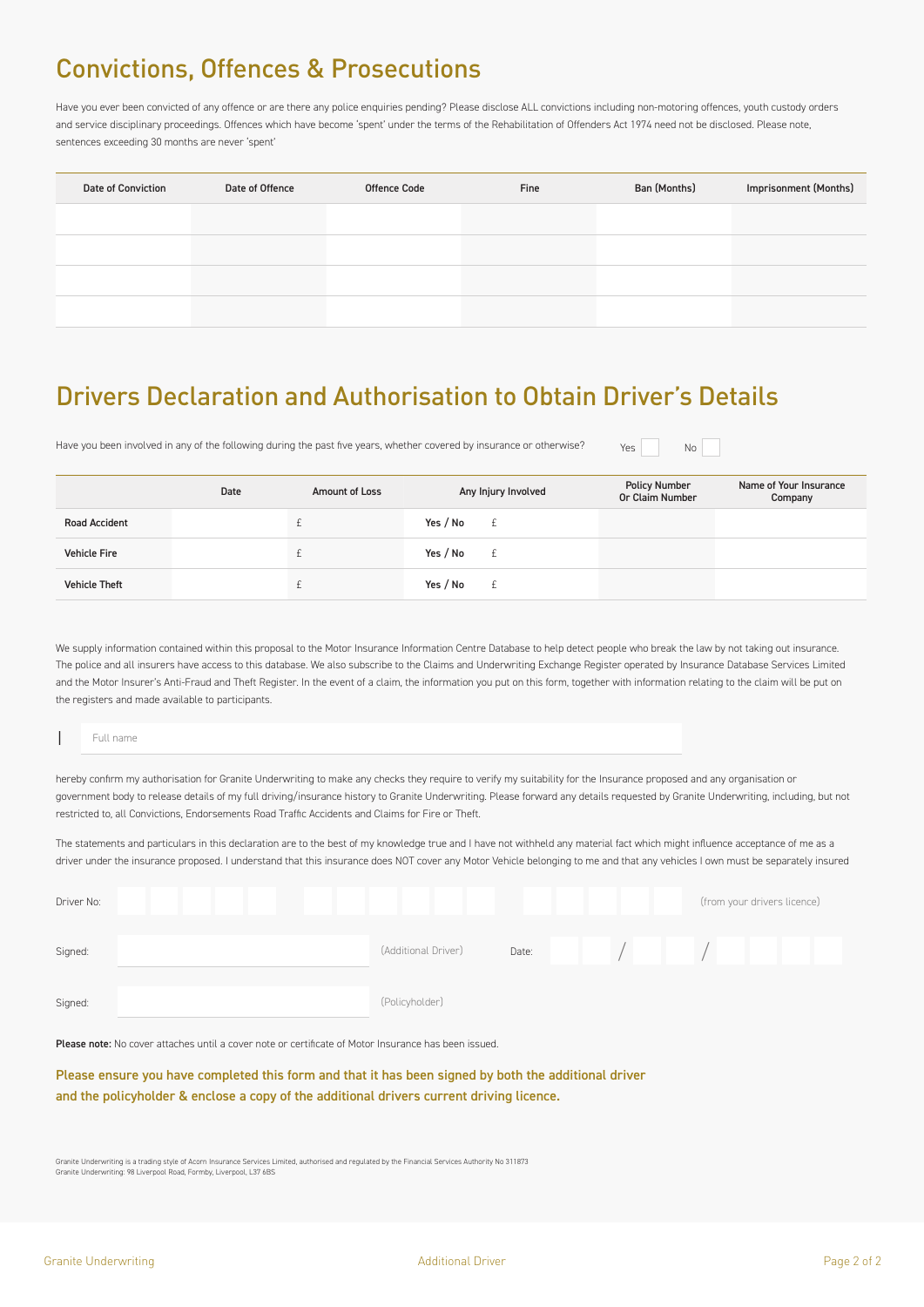# Convictions, Offences & Prosecutions

Have you ever been convicted of any offence or are there any police enquiries pending? Please disclose ALL convictions including non-motoring offences, youth custody orders and service disciplinary proceedings. Offences which have become 'spent' under the terms of the Rehabilitation of Offenders Act 1974 need not be disclosed. Please note, sentences exceeding 30 months are never 'spent'

| Date of Conviction | Date of Offence | Offence Code | Fine | Ban (Months) | Imprisonment (Months) |
|---|---|---|---|---|---|
| | | | | | |
| | | | | | |
| | | | | | |
| | | | | | |

# Drivers Declaration and Authorisation to Obtain Driver's Details

Have you been involved in any of the following during the past five years, whether covered by insurance or otherwise? Yes ☐ No ☐

| | Date | Amount of Loss | Any Injury Involved | | Policy Number Or Claim Number | Name of Your Insurance Company |
|---|---|---|---|---|---|---|
| **Road Accident** | | £ | **Yes / No** | £ | | |
| **Vehicle Fire** | | £ | **Yes / No** | £ | | |
| **Vehicle Theft** | | £ | **Yes / No** | £ | | |

We supply information contained within this proposal to the Motor Insurance Information Centre Database to help detect people who break the law by not taking out insurance. The police and all insurers have access to this database. We also subscribe to the Claims and Underwriting Exchange Register operated by Insurance Database Services Limited and the Motor Insurer's Anti-Fraud and Theft Register. In the event of a claim, the information you put on this form, together with information relating to the claim will be put on the registers and made available to participants.

I Full name

hereby confirm my authorisation for Granite Underwriting to make any checks they require to verify my suitability for the Insurance proposed and any organisation or government body to release details of my full driving/insurance history to Granite Underwriting. Please forward any details requested by Granite Underwriting, including, but not restricted to, all Convictions, Endorsements Road Traffic Accidents and Claims for Fire or Theft.

The statements and particulars in this declaration are to the best of my knowledge true and I have not withheld any material fact which might influence acceptance of me as a driver under the insurance proposed. I understand that this insurance does NOT cover any Motor Vehicle belonging to me and that any vehicles I own must be separately insured

Driver No: (from your drivers licence)

Signed: (Additional Driver) Date: / /

Signed: (Policyholder)

**Please note:** No cover attaches until a cover note or certificate of Motor Insurance has been issued.

Please ensure you have completed this form and that it has been signed by both the additional driver and the policyholder & enclose a copy of the additional drivers current driving licence.

Granite Underwriting is a trading style of Acorn Insurance Services Limited, authorised and regulated by the Financial Services Authority No 311873
Granite Underwriting: 98 Liverpool Road, Formby, Liverpool, L37 6BS